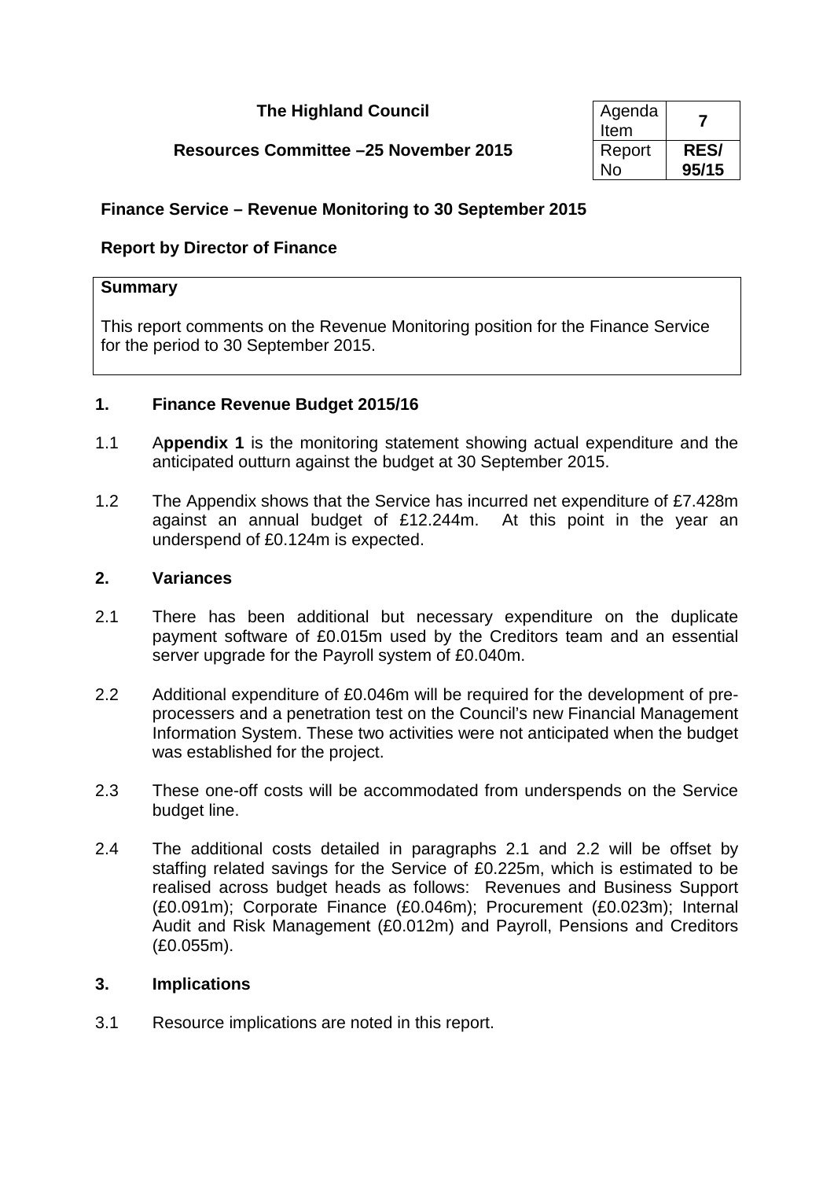**The Highland Council**

**Resources Committee –25 November 2015**

| Agenda Item | **7** |
|---|---|
| Report No | **RES/ 95/15** |

## Finance Service – Revenue Monitoring to 30 September 2015

**Report by Director of Finance**

**Summary**

This report comments on the Revenue Monitoring position for the Finance Service for the period to 30 September 2015.

### 1. Finance Revenue Budget 2015/16

1.1 A**ppendix 1** is the monitoring statement showing actual expenditure and the anticipated outturn against the budget at 30 September 2015.

1.2 The Appendix shows that the Service has incurred net expenditure of £7.428m against an annual budget of £12.244m. At this point in the year an underspend of £0.124m is expected.

### 2. Variances

2.1 There has been additional but necessary expenditure on the duplicate payment software of £0.015m used by the Creditors team and an essential server upgrade for the Payroll system of £0.040m.

2.2 Additional expenditure of £0.046m will be required for the development of pre-processers and a penetration test on the Council's new Financial Management Information System. These two activities were not anticipated when the budget was established for the project.

2.3 These one-off costs will be accommodated from underspends on the Service budget line.

2.4 The additional costs detailed in paragraphs 2.1 and 2.2 will be offset by staffing related savings for the Service of £0.225m, which is estimated to be realised across budget heads as follows: Revenues and Business Support (£0.091m); Corporate Finance (£0.046m); Procurement (£0.023m); Internal Audit and Risk Management (£0.012m) and Payroll, Pensions and Creditors (£0.055m).

### 3. Implications

3.1 Resource implications are noted in this report.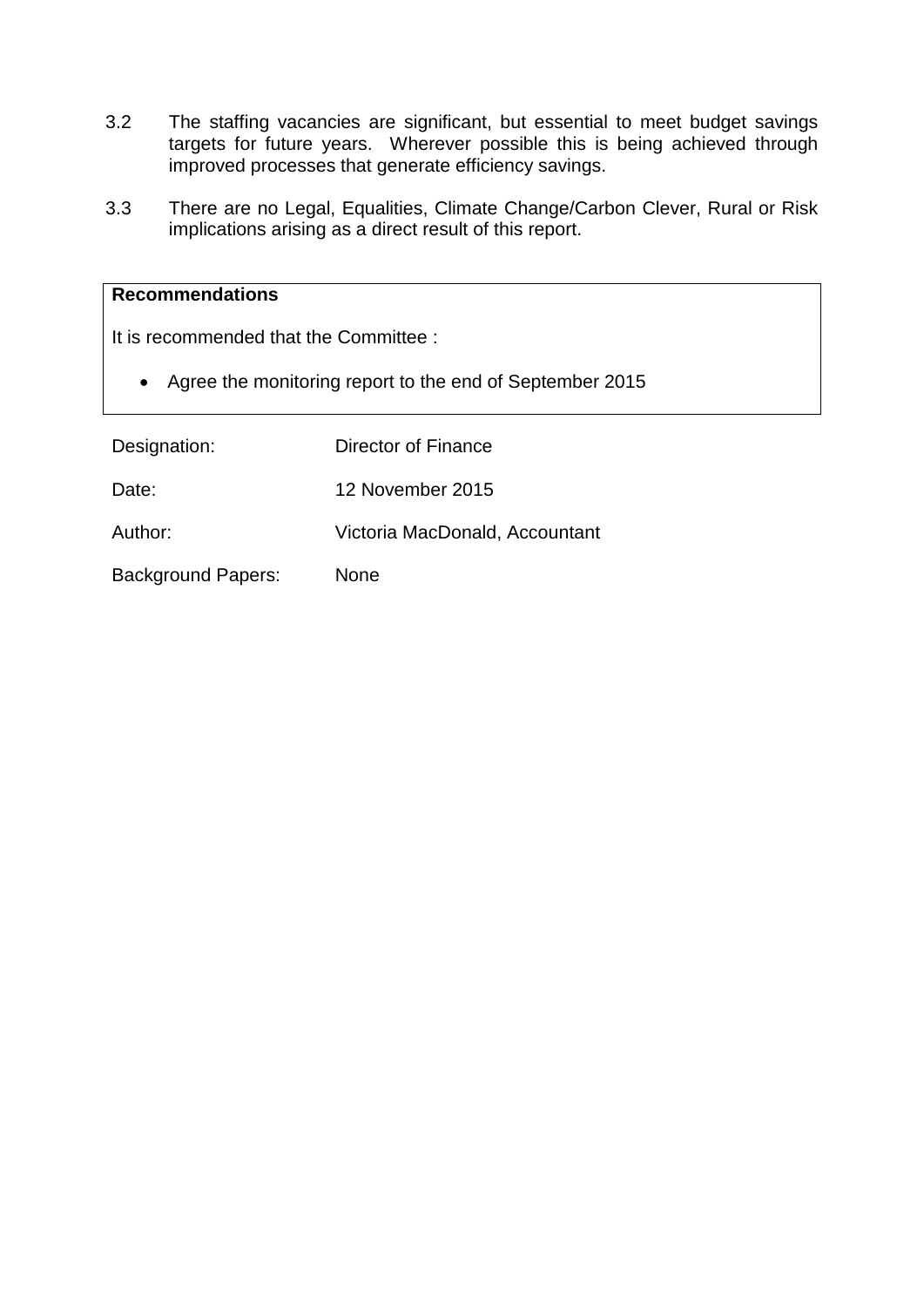3.2 The staffing vacancies are significant, but essential to meet budget savings targets for future years. Wherever possible this is being achieved through improved processes that generate efficiency savings.

3.3 There are no Legal, Equalities, Climate Change/Carbon Clever, Rural or Risk implications arising as a direct result of this report.

**Recommendations**

It is recommended that the Committee :

- Agree the monitoring report to the end of September 2015

| | |
|---|---|
| Designation: | Director of Finance |
| Date: | 12 November 2015 |
| Author: | Victoria MacDonald, Accountant |
| Background Papers: | None |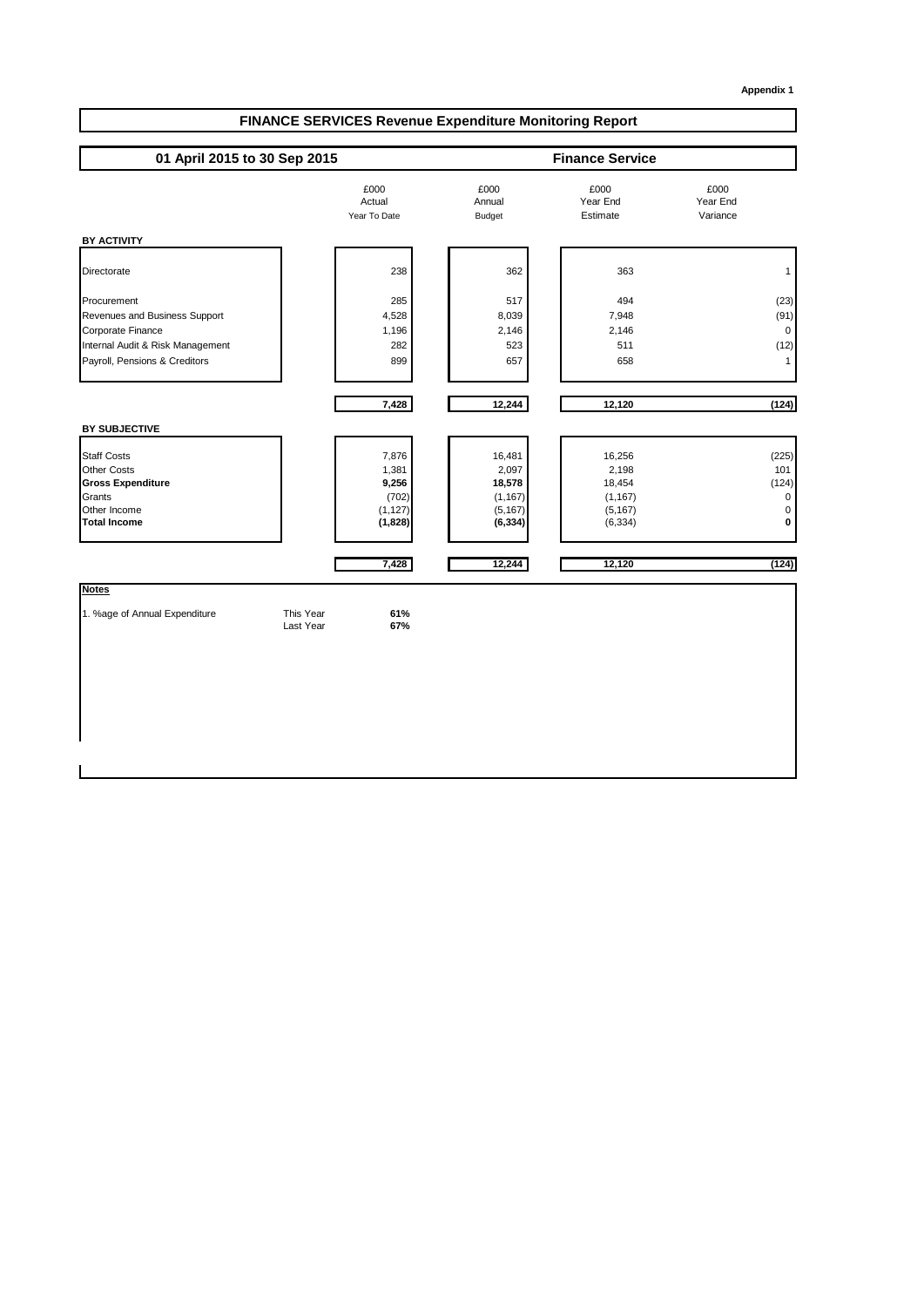Appendix 1

# FINANCE SERVICES Revenue Expenditure Monitoring Report

## 01 April 2015 to 30 Sep 2015 — Finance Service

| | £000 Actual Year To Date | £000 Annual Budget | £000 Year End Estimate | £000 Year End Variance |
|---|---|---|---|---|
| **BY ACTIVITY** | | | | |
| Directorate | 238 | 362 | 363 | 1 |
| Procurement | 285 | 517 | 494 | (23) |
| Revenues and Business Support | 4,528 | 8,039 | 7,948 | (91) |
| Corporate Finance | 1,196 | 2,146 | 2,146 | 0 |
| Internal Audit & Risk Management | 282 | 523 | 511 | (12) |
| Payroll, Pensions & Creditors | 899 | 657 | 658 | 1 |
| | **7,428** | **12,244** | **12,120** | **(124)** |
| **BY SUBJECTIVE** | | | | |
| Staff Costs | 7,876 | 16,481 | 16,256 | (225) |
| Other Costs | 1,381 | 2,097 | 2,198 | 101 |
| **Gross Expenditure** | **9,256** | **18,578** | 18,454 | (124) |
| Grants | (702) | (1,167) | (1,167) | 0 |
| Other Income | (1,127) | (5,167) | (5,167) | 0 |
| **Total Income** | **(1,828)** | **(6,334)** | (6,334) | **0** |
| | **7,428** | **12,244** | **12,120** | **(124)** |

**Notes**

| | | |
|---|---|---|
| 1. %age of Annual Expenditure | This Year | **61%** |
| | Last Year | **67%** |